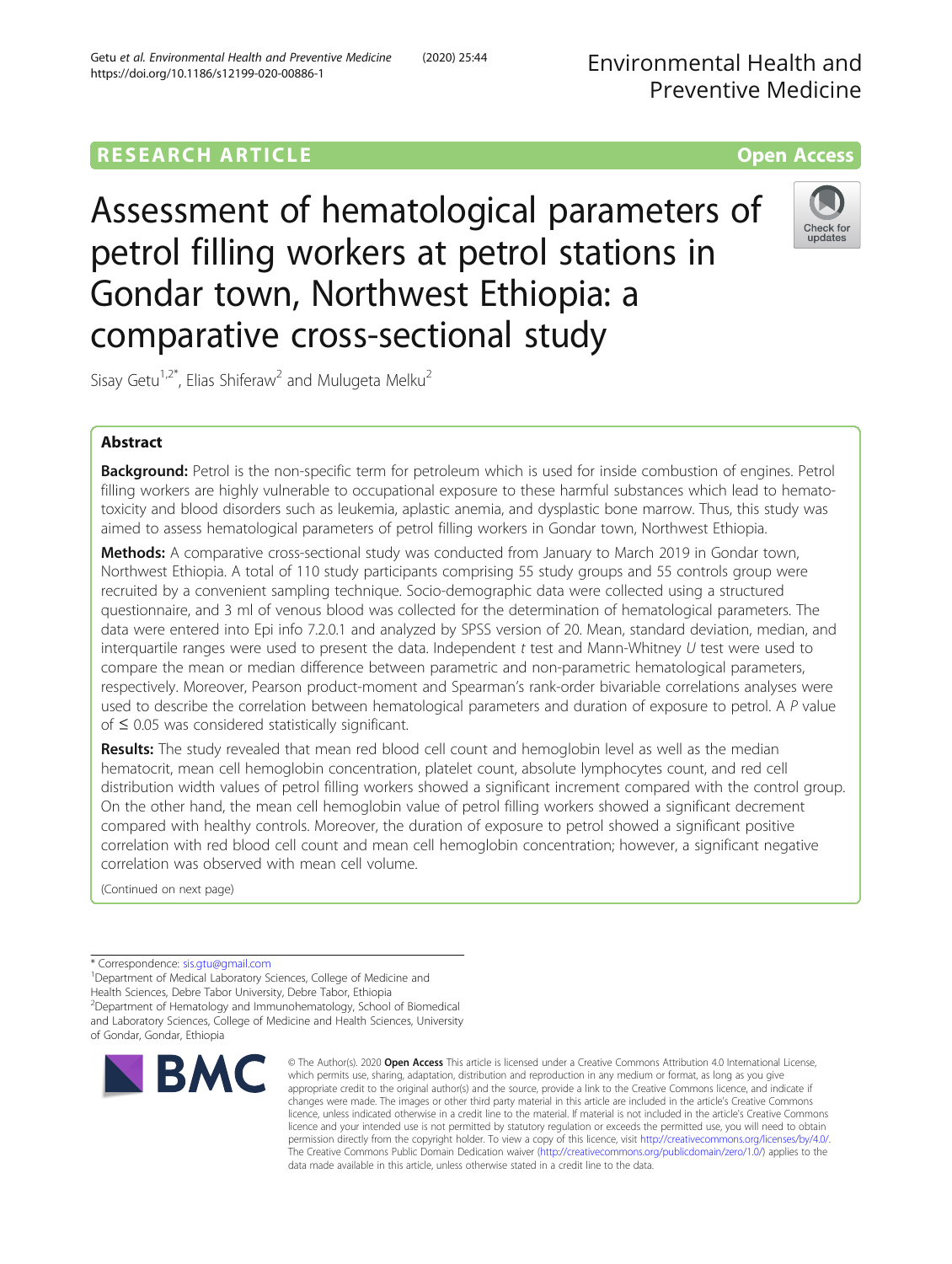RESEARCH ARTICLE

Open Access

# Assessment of hematological parameters of petrol filling workers at petrol stations in Gondar town, Northwest Ethiopia: a comparative cross-sectional study

Sisay Getu[1,2*], Elias Shiferaw[2] and Mulugeta Melku[2]

## Abstract

**Background:** Petrol is the non-specific term for petroleum which is used for inside combustion of engines. Petrol filling workers are highly vulnerable to occupational exposure to these harmful substances which lead to hemato-toxicity and blood disorders such as leukemia, aplastic anemia, and dysplastic bone marrow. Thus, this study was aimed to assess hematological parameters of petrol filling workers in Gondar town, Northwest Ethiopia.

**Methods:** A comparative cross-sectional study was conducted from January to March 2019 in Gondar town, Northwest Ethiopia. A total of 110 study participants comprising 55 study groups and 55 controls group were recruited by a convenient sampling technique. Socio-demographic data were collected using a structured questionnaire, and 3 ml of venous blood was collected for the determination of hematological parameters. The data were entered into Epi info 7.2.0.1 and analyzed by SPSS version of 20. Mean, standard deviation, median, and interquartile ranges were used to present the data. Independent *t* test and Mann-Whitney *U* test were used to compare the mean or median difference between parametric and non-parametric hematological parameters, respectively. Moreover, Pearson product-moment and Spearman's rank-order bivariable correlations analyses were used to describe the correlation between hematological parameters and duration of exposure to petrol. A *P* value of ≤ 0.05 was considered statistically significant.

**Results:** The study revealed that mean red blood cell count and hemoglobin level as well as the median hematocrit, mean cell hemoglobin concentration, platelet count, absolute lymphocytes count, and red cell distribution width values of petrol filling workers showed a significant increment compared with the control group. On the other hand, the mean cell hemoglobin value of petrol filling workers showed a significant decrement compared with healthy controls. Moreover, the duration of exposure to petrol showed a significant positive correlation with red blood cell count and mean cell hemoglobin concentration; however, a significant negative correlation was observed with mean cell volume.

(Continued on next page)

* Correspondence: sis.gtu@gmail.com
[1]Department of Medical Laboratory Sciences, College of Medicine and Health Sciences, Debre Tabor University, Debre Tabor, Ethiopia
[2]Department of Hematology and Immunohematology, School of Biomedical and Laboratory Sciences, College of Medicine and Health Sciences, University of Gondar, Gondar, Ethiopia

© The Author(s). 2020 **Open Access** This article is licensed under a Creative Commons Attribution 4.0 International License, which permits use, sharing, adaptation, distribution and reproduction in any medium or format, as long as you give appropriate credit to the original author(s) and the source, provide a link to the Creative Commons licence, and indicate if changes were made. The images or other third party material in this article are included in the article's Creative Commons licence, unless indicated otherwise in a credit line to the material. If material is not included in the article's Creative Commons licence and your intended use is not permitted by statutory regulation or exceeds the permitted use, you will need to obtain permission directly from the copyright holder. To view a copy of this licence, visit http://creativecommons.org/licenses/by/4.0/. The Creative Commons Public Domain Dedication waiver (http://creativecommons.org/publicdomain/zero/1.0/) applies to the data made available in this article, unless otherwise stated in a credit line to the data.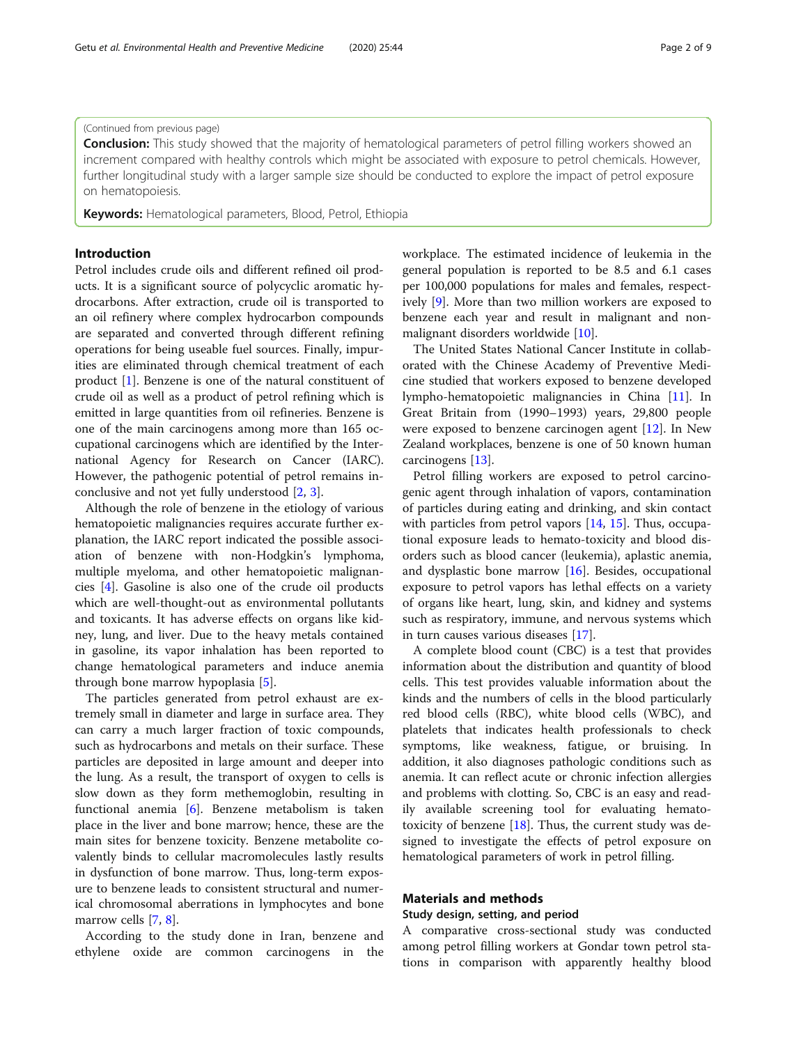(Continued from previous page)

**Conclusion:** This study showed that the majority of hematological parameters of petrol filling workers showed an increment compared with healthy controls which might be associated with exposure to petrol chemicals. However, further longitudinal study with a larger sample size should be conducted to explore the impact of petrol exposure on hematopoiesis.

**Keywords:** Hematological parameters, Blood, Petrol, Ethiopia

## Introduction

Petrol includes crude oils and different refined oil products. It is a significant source of polycyclic aromatic hydrocarbons. After extraction, crude oil is transported to an oil refinery where complex hydrocarbon compounds are separated and converted through different refining operations for being useable fuel sources. Finally, impurities are eliminated through chemical treatment of each product [1]. Benzene is one of the natural constituent of crude oil as well as a product of petrol refining which is emitted in large quantities from oil refineries. Benzene is one of the main carcinogens among more than 165 occupational carcinogens which are identified by the International Agency for Research on Cancer (IARC). However, the pathogenic potential of petrol remains inconclusive and not yet fully understood [2, 3].

Although the role of benzene in the etiology of various hematopoietic malignancies requires accurate further explanation, the IARC report indicated the possible association of benzene with non-Hodgkin's lymphoma, multiple myeloma, and other hematopoietic malignancies [4]. Gasoline is also one of the crude oil products which are well-thought-out as environmental pollutants and toxicants. It has adverse effects on organs like kidney, lung, and liver. Due to the heavy metals contained in gasoline, its vapor inhalation has been reported to change hematological parameters and induce anemia through bone marrow hypoplasia [5].

The particles generated from petrol exhaust are extremely small in diameter and large in surface area. They can carry a much larger fraction of toxic compounds, such as hydrocarbons and metals on their surface. These particles are deposited in large amount and deeper into the lung. As a result, the transport of oxygen to cells is slow down as they form methemoglobin, resulting in functional anemia [6]. Benzene metabolism is taken place in the liver and bone marrow; hence, these are the main sites for benzene toxicity. Benzene metabolite covalently binds to cellular macromolecules lastly results in dysfunction of bone marrow. Thus, long-term exposure to benzene leads to consistent structural and numerical chromosomal aberrations in lymphocytes and bone marrow cells [7, 8].

According to the study done in Iran, benzene and ethylene oxide are common carcinogens in the workplace. The estimated incidence of leukemia in the general population is reported to be 8.5 and 6.1 cases per 100,000 populations for males and females, respectively [9]. More than two million workers are exposed to benzene each year and result in malignant and non-malignant disorders worldwide [10].

The United States National Cancer Institute in collaborated with the Chinese Academy of Preventive Medicine studied that workers exposed to benzene developed lympho-hematopoietic malignancies in China [11]. In Great Britain from (1990–1993) years, 29,800 people were exposed to benzene carcinogen agent [12]. In New Zealand workplaces, benzene is one of 50 known human carcinogens [13].

Petrol filling workers are exposed to petrol carcinogenic agent through inhalation of vapors, contamination of particles during eating and drinking, and skin contact with particles from petrol vapors [14, 15]. Thus, occupational exposure leads to hemato-toxicity and blood disorders such as blood cancer (leukemia), aplastic anemia, and dysplastic bone marrow [16]. Besides, occupational exposure to petrol vapors has lethal effects on a variety of organs like heart, lung, skin, and kidney and systems such as respiratory, immune, and nervous systems which in turn causes various diseases [17].

A complete blood count (CBC) is a test that provides information about the distribution and quantity of blood cells. This test provides valuable information about the kinds and the numbers of cells in the blood particularly red blood cells (RBC), white blood cells (WBC), and platelets that indicates health professionals to check symptoms, like weakness, fatigue, or bruising. In addition, it also diagnoses pathologic conditions such as anemia. It can reflect acute or chronic infection allergies and problems with clotting. So, CBC is an easy and readily available screening tool for evaluating hemato-toxicity of benzene [18]. Thus, the current study was designed to investigate the effects of petrol exposure on hematological parameters of work in petrol filling.

## Materials and methods

### Study design, setting, and period

A comparative cross-sectional study was conducted among petrol filling workers at Gondar town petrol stations in comparison with apparently healthy blood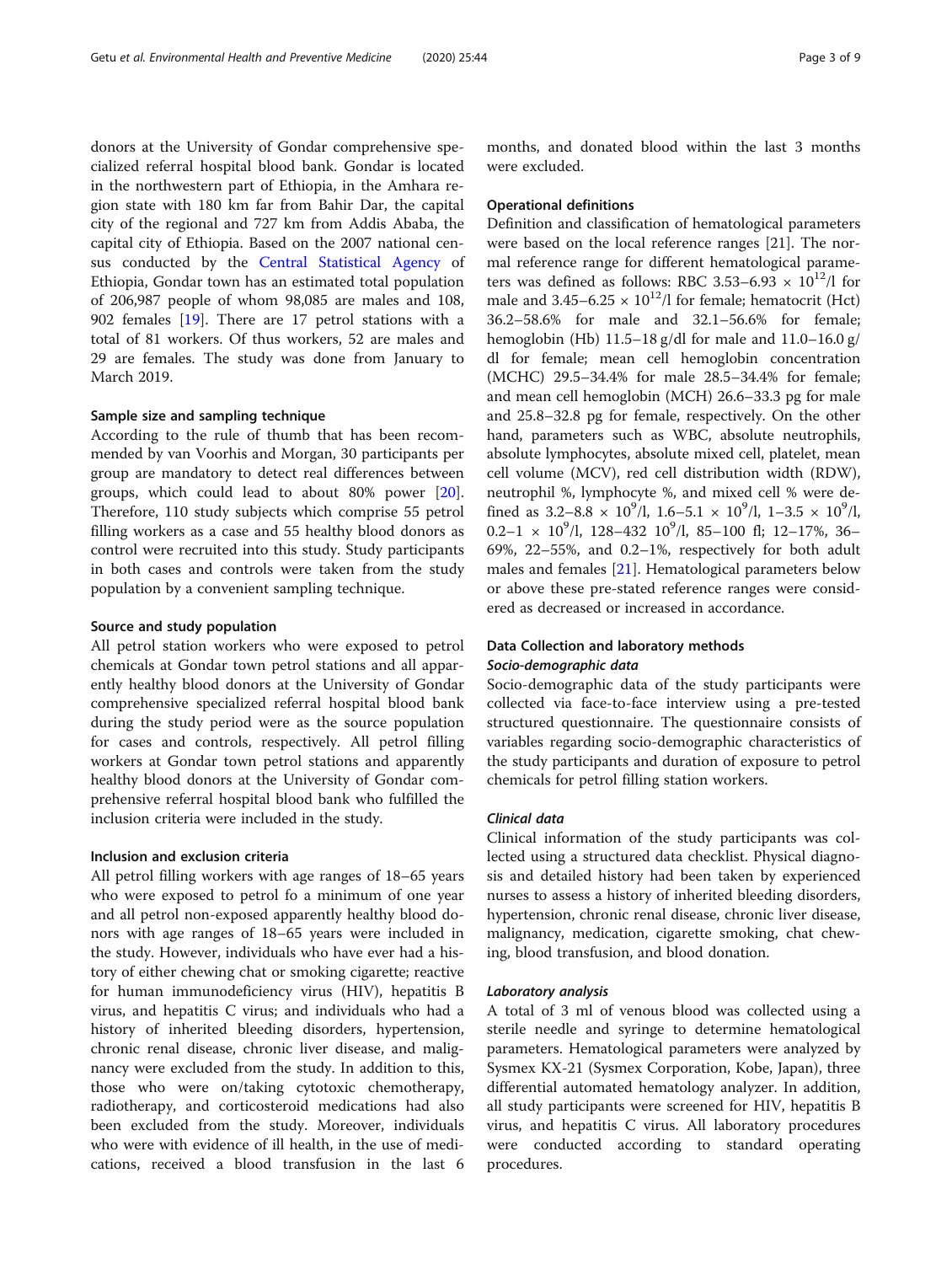donors at the University of Gondar comprehensive specialized referral hospital blood bank. Gondar is located in the northwestern part of Ethiopia, in the Amhara region state with 180 km far from Bahir Dar, the capital city of the regional and 727 km from Addis Ababa, the capital city of Ethiopia. Based on the 2007 national census conducted by the Central Statistical Agency of Ethiopia, Gondar town has an estimated total population of 206,987 people of whom 98,085 are males and 108,902 females [19]. There are 17 petrol stations with a total of 81 workers. Of thus workers, 52 are males and 29 are females. The study was done from January to March 2019.

### Sample size and sampling technique

According to the rule of thumb that has been recommended by van Voorhis and Morgan, 30 participants per group are mandatory to detect real differences between groups, which could lead to about 80% power [20]. Therefore, 110 study subjects which comprise 55 petrol filling workers as a case and 55 healthy blood donors as control were recruited into this study. Study participants in both cases and controls were taken from the study population by a convenient sampling technique.

### Source and study population

All petrol station workers who were exposed to petrol chemicals at Gondar town petrol stations and all apparently healthy blood donors at the University of Gondar comprehensive specialized referral hospital blood bank during the study period were as the source population for cases and controls, respectively. All petrol filling workers at Gondar town petrol stations and apparently healthy blood donors at the University of Gondar comprehensive referral hospital blood bank who fulfilled the inclusion criteria were included in the study.

### Inclusion and exclusion criteria

All petrol filling workers with age ranges of 18–65 years who were exposed to petrol fo a minimum of one year and all petrol non-exposed apparently healthy blood donors with age ranges of 18–65 years were included in the study. However, individuals who have ever had a history of either chewing chat or smoking cigarette; reactive for human immunodeficiency virus (HIV), hepatitis B virus, and hepatitis C virus; and individuals who had a history of inherited bleeding disorders, hypertension, chronic renal disease, chronic liver disease, and malignancy were excluded from the study. In addition to this, those who were on/taking cytotoxic chemotherapy, radiotherapy, and corticosteroid medications had also been excluded from the study. Moreover, individuals who were with evidence of ill health, in the use of medications, received a blood transfusion in the last 6 months, and donated blood within the last 3 months were excluded.

### Operational definitions

Definition and classification of hematological parameters were based on the local reference ranges [21]. The normal reference range for different hematological parameters was defined as follows: RBC 3.53–6.93 × $10^{12}$/l for male and 3.45–6.25 × $10^{12}$/l for female; hematocrit (Hct) 36.2–58.6% for male and 32.1–56.6% for female; hemoglobin (Hb) 11.5–18 g/dl for male and 11.0–16.0 g/dl for female; mean cell hemoglobin concentration (MCHC) 29.5–34.4% for male 28.5–34.4% for female; and mean cell hemoglobin (MCH) 26.6–33.3 pg for male and 25.8–32.8 pg for female, respectively. On the other hand, parameters such as WBC, absolute neutrophils, absolute lymphocytes, absolute mixed cell, platelet, mean cell volume (MCV), red cell distribution width (RDW), neutrophil %, lymphocyte %, and mixed cell % were defined as 3.2–8.8 × $10^{9}$/l, 1.6–5.1 × $10^{9}$/l, 1–3.5 × $10^{9}$/l, 0.2–1 × $10^{9}$/l, 128–432 $10^{9}$/l, 85–100 fl; 12–17%, 36–69%, 22–55%, and 0.2–1%, respectively for both adult males and females [21]. Hematological parameters below or above these pre-stated reference ranges were considered as decreased or increased in accordance.

### Data Collection and laboratory methods

#### *Socio-demographic data*

Socio-demographic data of the study participants were collected via face-to-face interview using a pre-tested structured questionnaire. The questionnaire consists of variables regarding socio-demographic characteristics of the study participants and duration of exposure to petrol chemicals for petrol filling station workers.

#### *Clinical data*

Clinical information of the study participants was collected using a structured data checklist. Physical diagnosis and detailed history had been taken by experienced nurses to assess a history of inherited bleeding disorders, hypertension, chronic renal disease, chronic liver disease, malignancy, medication, cigarette smoking, chat chewing, blood transfusion, and blood donation.

#### *Laboratory analysis*

A total of 3 ml of venous blood was collected using a sterile needle and syringe to determine hematological parameters. Hematological parameters were analyzed by Sysmex KX-21 (Sysmex Corporation, Kobe, Japan), three differential automated hematology analyzer. In addition, all study participants were screened for HIV, hepatitis B virus, and hepatitis C virus. All laboratory procedures were conducted according to standard operating procedures.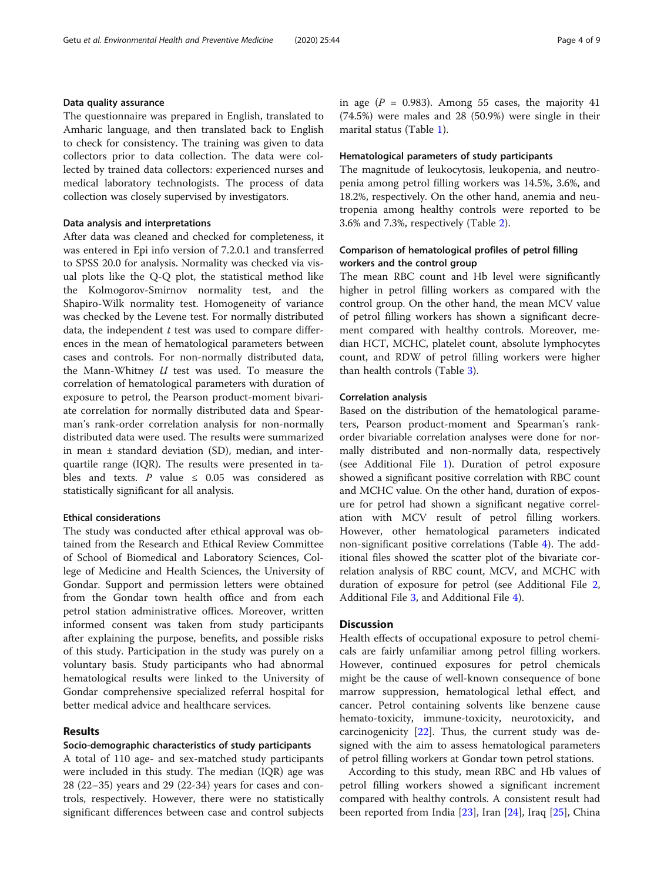### Data quality assurance

The questionnaire was prepared in English, translated to Amharic language, and then translated back to English to check for consistency. The training was given to data collectors prior to data collection. The data were collected by trained data collectors: experienced nurses and medical laboratory technologists. The process of data collection was closely supervised by investigators.

### Data analysis and interpretations

After data was cleaned and checked for completeness, it was entered in Epi info version of 7.2.0.1 and transferred to SPSS 20.0 for analysis. Normality was checked via visual plots like the Q-Q plot, the statistical method like the Kolmogorov-Smirnov normality test, and the Shapiro-Wilk normality test. Homogeneity of variance was checked by the Levene test. For normally distributed data, the independent $t$ test was used to compare differences in the mean of hematological parameters between cases and controls. For non-normally distributed data, the Mann-Whitney $U$ test was used. To measure the correlation of hematological parameters with duration of exposure to petrol, the Pearson product-moment bivariate correlation for normally distributed data and Spearman's rank-order correlation analysis for non-normally distributed data were used. The results were summarized in mean ± standard deviation (SD), median, and interquartile range (IQR). The results were presented in tables and texts. $P$ value $\leq$ 0.05 was considered as statistically significant for all analysis.

### Ethical considerations

The study was conducted after ethical approval was obtained from the Research and Ethical Review Committee of School of Biomedical and Laboratory Sciences, College of Medicine and Health Sciences, the University of Gondar. Support and permission letters were obtained from the Gondar town health office and from each petrol station administrative offices. Moreover, written informed consent was taken from study participants after explaining the purpose, benefits, and possible risks of this study. Participation in the study was purely on a voluntary basis. Study participants who had abnormal hematological results were linked to the University of Gondar comprehensive specialized referral hospital for better medical advice and healthcare services.

## Results

### Socio-demographic characteristics of study participants

A total of 110 age- and sex-matched study participants were included in this study. The median (IQR) age was 28 (22–35) years and 29 (22-34) years for cases and controls, respectively. However, there were no statistically significant differences between case and control subjects in age ($P$ = 0.983). Among 55 cases, the majority 41 (74.5%) were males and 28 (50.9%) were single in their marital status (Table 1).

### Hematological parameters of study participants

The magnitude of leukocytosis, leukopenia, and neutropenia among petrol filling workers was 14.5%, 3.6%, and 18.2%, respectively. On the other hand, anemia and neutropenia among healthy controls were reported to be 3.6% and 7.3%, respectively (Table 2).

### Comparison of hematological profiles of petrol filling workers and the control group

The mean RBC count and Hb level were significantly higher in petrol filling workers as compared with the control group. On the other hand, the mean MCV value of petrol filling workers has shown a significant decrement compared with healthy controls. Moreover, median HCT, MCHC, platelet count, absolute lymphocytes count, and RDW of petrol filling workers were higher than health controls (Table 3).

### Correlation analysis

Based on the distribution of the hematological parameters, Pearson product-moment and Spearman's rank-order bivariable correlation analyses were done for normally distributed and non-normally data, respectively (see Additional File 1). Duration of petrol exposure showed a significant positive correlation with RBC count and MCHC value. On the other hand, duration of exposure for petrol had shown a significant negative correlation with MCV result of petrol filling workers. However, other hematological parameters indicated non-significant positive correlations (Table 4). The additional files showed the scatter plot of the bivariate correlation analysis of RBC count, MCV, and MCHC with duration of exposure for petrol (see Additional File 2, Additional File 3, and Additional File 4).

## Discussion

Health effects of occupational exposure to petrol chemicals are fairly unfamiliar among petrol filling workers. However, continued exposures for petrol chemicals might be the cause of well-known consequence of bone marrow suppression, hematological lethal effect, and cancer. Petrol containing solvents like benzene cause hemato-toxicity, immune-toxicity, neurotoxicity, and carcinogenicity [22]. Thus, the current study was designed with the aim to assess hematological parameters of petrol filling workers at Gondar town petrol stations.

According to this study, mean RBC and Hb values of petrol filling workers showed a significant increment compared with healthy controls. A consistent result had been reported from India [23], Iran [24], Iraq [25], China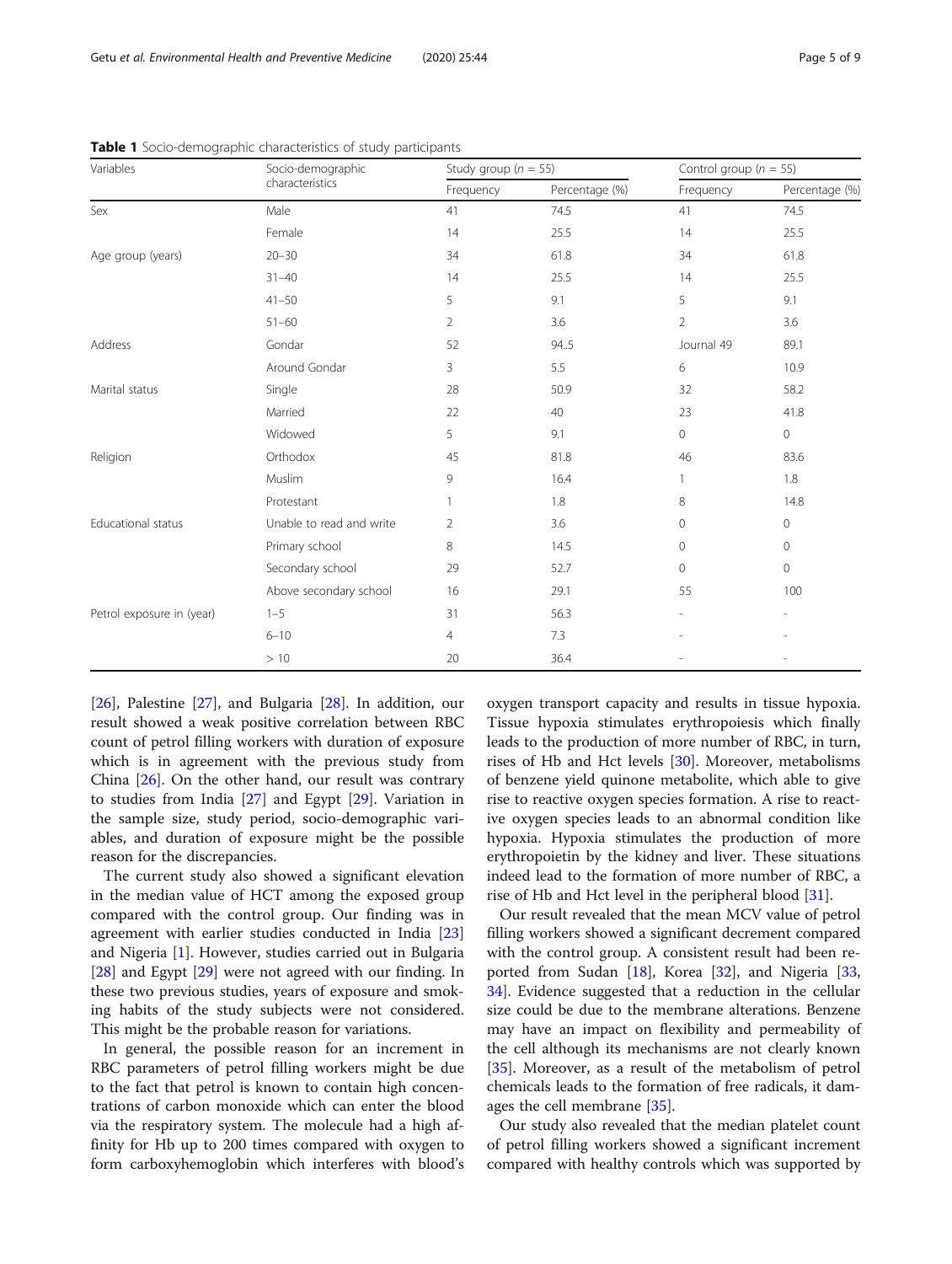**Table 1** Socio-demographic characteristics of study participants

| Variables | Socio-demographic characteristics | Study group ($n$ = 55) | | Control group ($n$ = 55) | |
|---|---|---|---|---|---|
| | | Frequency | Percentage (%) | Frequency | Percentage (%) |
| Sex | Male | 41 | 74.5 | 41 | 74.5 |
| | Female | 14 | 25.5 | 14 | 25.5 |
| Age group (years) | 20–30 | 34 | 61.8 | 34 | 61.8 |
| | 31–40 | 14 | 25.5 | 14 | 25.5 |
| | 41–50 | 5 | 9.1 | 5 | 9.1 |
| | 51–60 | 2 | 3.6 | 2 | 3.6 |
| Address | Gondar | 52 | 94..5 | Journal 49 | 89.1 |
| | Around Gondar | 3 | 5.5 | 6 | 10.9 |
| Marital status | Single | 28 | 50.9 | 32 | 58.2 |
| | Married | 22 | 40 | 23 | 41.8 |
| | Widowed | 5 | 9.1 | 0 | 0 |
| Religion | Orthodox | 45 | 81.8 | 46 | 83.6 |
| | Muslim | 9 | 16.4 | 1 | 1.8 |
| | Protestant | 1 | 1.8 | 8 | 14.8 |
| Educational status | Unable to read and write | 2 | 3.6 | 0 | 0 |
| | Primary school | 8 | 14.5 | 0 | 0 |
| | Secondary school | 29 | 52.7 | 0 | 0 |
| | Above secondary school | 16 | 29.1 | 55 | 100 |
| Petrol exposure in (year) | 1–5 | 31 | 56.3 | - | - |
| | 6–10 | 4 | 7.3 | - | - |
| | > 10 | 20 | 36.4 | - | - |

[26], Palestine [27], and Bulgaria [28]. In addition, our result showed a weak positive correlation between RBC count of petrol filling workers with duration of exposure which is in agreement with the previous study from China [26]. On the other hand, our result was contrary to studies from India [27] and Egypt [29]. Variation in the sample size, study period, socio-demographic variables, and duration of exposure might be the possible reason for the discrepancies.

The current study also showed a significant elevation in the median value of HCT among the exposed group compared with the control group. Our finding was in agreement with earlier studies conducted in India [23] and Nigeria [1]. However, studies carried out in Bulgaria [28] and Egypt [29] were not agreed with our finding. In these two previous studies, years of exposure and smoking habits of the study subjects were not considered. This might be the probable reason for variations.

In general, the possible reason for an increment in RBC parameters of petrol filling workers might be due to the fact that petrol is known to contain high concentrations of carbon monoxide which can enter the blood via the respiratory system. The molecule had a high affinity for Hb up to 200 times compared with oxygen to form carboxyhemoglobin which interferes with blood's oxygen transport capacity and results in tissue hypoxia. Tissue hypoxia stimulates erythropoiesis which finally leads to the production of more number of RBC, in turn, rises of Hb and Hct levels [30]. Moreover, metabolisms of benzene yield quinone metabolite, which able to give rise to reactive oxygen species formation. A rise to reactive oxygen species leads to an abnormal condition like hypoxia. Hypoxia stimulates the production of more erythropoietin by the kidney and liver. These situations indeed lead to the formation of more number of RBC, a rise of Hb and Hct level in the peripheral blood [31].

Our result revealed that the mean MCV value of petrol filling workers showed a significant decrement compared with the control group. A consistent result had been reported from Sudan [18], Korea [32], and Nigeria [33, 34]. Evidence suggested that a reduction in the cellular size could be due to the membrane alterations. Benzene may have an impact on flexibility and permeability of the cell although its mechanisms are not clearly known [35]. Moreover, as a result of the metabolism of petrol chemicals leads to the formation of free radicals, it damages the cell membrane [35].

Our study also revealed that the median platelet count of petrol filling workers showed a significant increment compared with healthy controls which was supported by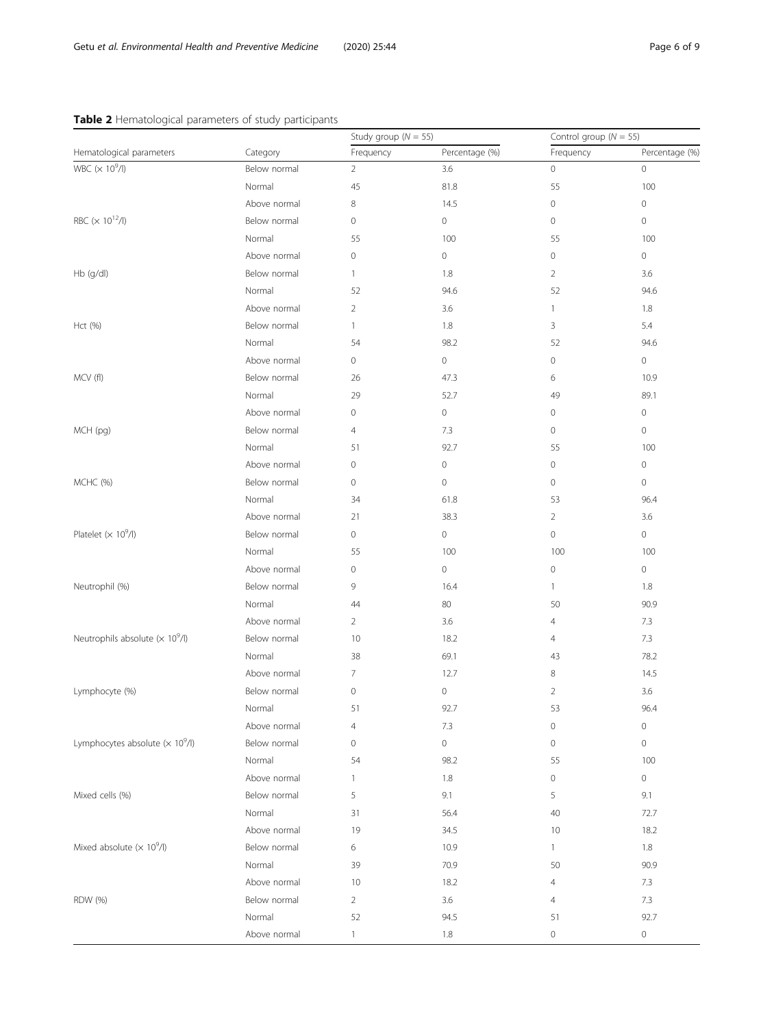**Table 2** Hematological parameters of study participants

| Hematological parameters | Category | Study group ($N$ = 55) | | Control group ($N$ = 55) | |
|---|---|---|---|---|---|
| | | Frequency | Percentage (%) | Frequency | Percentage (%) |
| WBC ($\times 10^9$/l) | Below normal | 2 | 3.6 | 0 | 0 |
| | Normal | 45 | 81.8 | 55 | 100 |
| | Above normal | 8 | 14.5 | 0 | 0 |
| RBC ($\times 10^{12}$/l) | Below normal | 0 | 0 | 0 | 0 |
| | Normal | 55 | 100 | 55 | 100 |
| | Above normal | 0 | 0 | 0 | 0 |
| Hb (g/dl) | Below normal | 1 | 1.8 | 2 | 3.6 |
| | Normal | 52 | 94.6 | 52 | 94.6 |
| | Above normal | 2 | 3.6 | 1 | 1.8 |
| Hct (%) | Below normal | 1 | 1.8 | 3 | 5.4 |
| | Normal | 54 | 98.2 | 52 | 94.6 |
| | Above normal | 0 | 0 | 0 | 0 |
| MCV (fl) | Below normal | 26 | 47.3 | 6 | 10.9 |
| | Normal | 29 | 52.7 | 49 | 89.1 |
| | Above normal | 0 | 0 | 0 | 0 |
| MCH (pg) | Below normal | 4 | 7.3 | 0 | 0 |
| | Normal | 51 | 92.7 | 55 | 100 |
| | Above normal | 0 | 0 | 0 | 0 |
| MCHC (%) | Below normal | 0 | 0 | 0 | 0 |
| | Normal | 34 | 61.8 | 53 | 96.4 |
| | Above normal | 21 | 38.3 | 2 | 3.6 |
| Platelet ($\times 10^9$/l) | Below normal | 0 | 0 | 0 | 0 |
| | Normal | 55 | 100 | 100 | 100 |
| | Above normal | 0 | 0 | 0 | 0 |
| Neutrophil (%) | Below normal | 9 | 16.4 | 1 | 1.8 |
| | Normal | 44 | 80 | 50 | 90.9 |
| | Above normal | 2 | 3.6 | 4 | 7.3 |
| Neutrophils absolute ($\times 10^9$/l) | Below normal | 10 | 18.2 | 4 | 7.3 |
| | Normal | 38 | 69.1 | 43 | 78.2 |
| | Above normal | 7 | 12.7 | 8 | 14.5 |
| Lymphocyte (%) | Below normal | 0 | 0 | 2 | 3.6 |
| | Normal | 51 | 92.7 | 53 | 96.4 |
| | Above normal | 4 | 7.3 | 0 | 0 |
| Lymphocytes absolute ($\times 10^9$/l) | Below normal | 0 | 0 | 0 | 0 |
| | Normal | 54 | 98.2 | 55 | 100 |
| | Above normal | 1 | 1.8 | 0 | 0 |
| Mixed cells (%) | Below normal | 5 | 9.1 | 5 | 9.1 |
| | Normal | 31 | 56.4 | 40 | 72.7 |
| | Above normal | 19 | 34.5 | 10 | 18.2 |
| Mixed absolute ($\times 10^9$/l) | Below normal | 6 | 10.9 | 1 | 1.8 |
| | Normal | 39 | 70.9 | 50 | 90.9 |
| | Above normal | 10 | 18.2 | 4 | 7.3 |
| RDW (%) | Below normal | 2 | 3.6 | 4 | 7.3 |
| | Normal | 52 | 94.5 | 51 | 92.7 |
| | Above normal | 1 | 1.8 | 0 | 0 |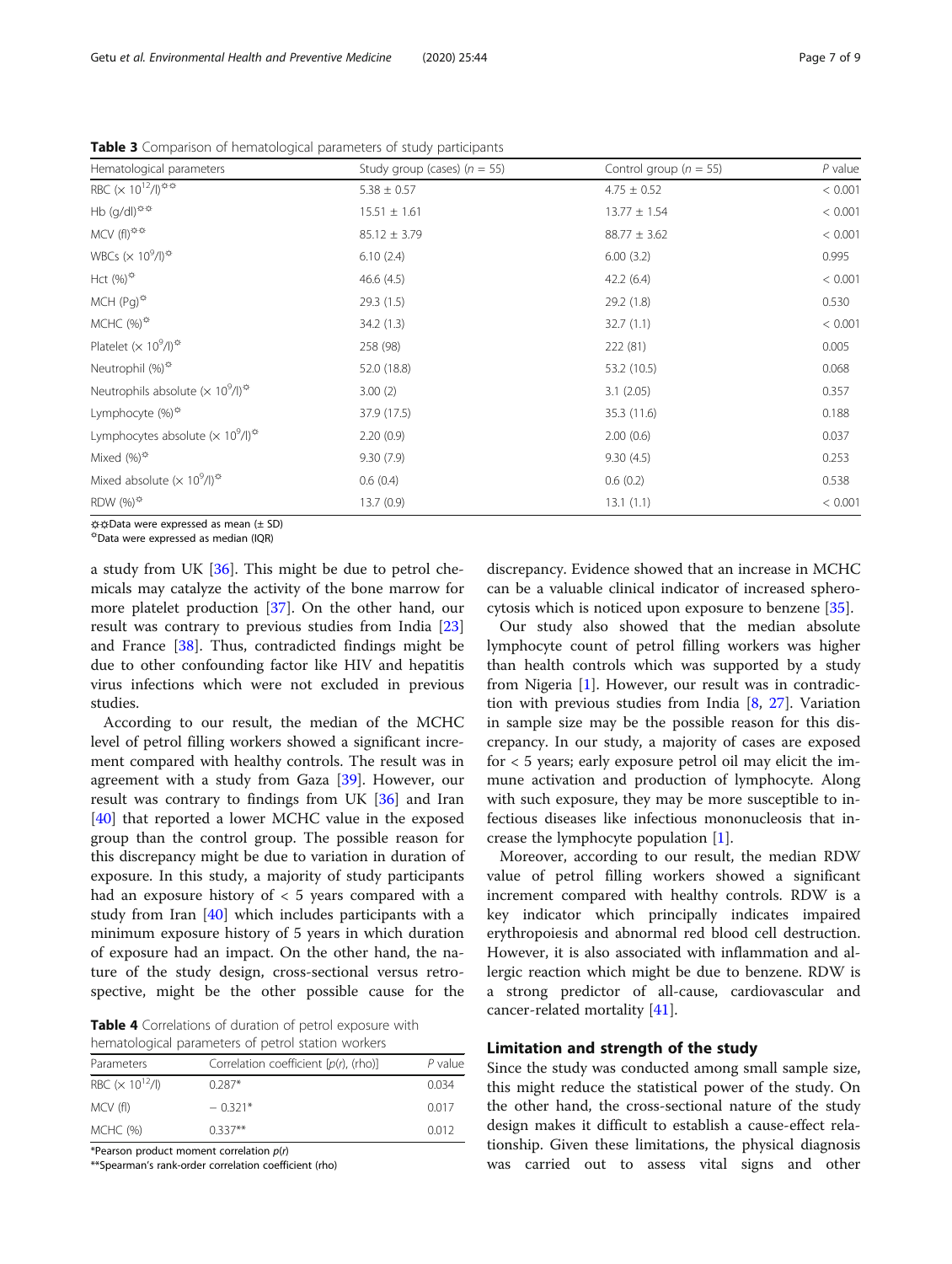**Table 3** Comparison of hematological parameters of study participants

| Hematological parameters | Study group (cases) ($n$ = 55) | Control group ($n$ = 55) | $P$ value |
|---|---|---|---|
| RBC (× $10^{12}$/l)☼☼ | 5.38 ± 0.57 | 4.75 ± 0.52 | < 0.001 |
| Hb (g/dl)☼☼ | 15.51 ± 1.61 | 13.77 ± 1.54 | < 0.001 |
| MCV (fl)☼☼ | 85.12 ± 3.79 | 88.77 ± 3.62 | < 0.001 |
| WBCs (× $10^{9}$/l)☼ | 6.10 (2.4) | 6.00 (3.2) | 0.995 |
| Hct (%)☼ | 46.6 (4.5) | 42.2 (6.4) | < 0.001 |
| MCH (Pg)☼ | 29.3 (1.5) | 29.2 (1.8) | 0.530 |
| MCHC (%)☼ | 34.2 (1.3) | 32.7 (1.1) | < 0.001 |
| Platelet (× $10^{9}$/l)☼ | 258 (98) | 222 (81) | 0.005 |
| Neutrophil (%)☼ | 52.0 (18.8) | 53.2 (10.5) | 0.068 |
| Neutrophils absolute (× $10^{9}$/l)☼ | 3.00 (2) | 3.1 (2.05) | 0.357 |
| Lymphocyte (%)☼ | 37.9 (17.5) | 35.3 (11.6) | 0.188 |
| Lymphocytes absolute (× $10^{9}$/l)☼ | 2.20 (0.9) | 2.00 (0.6) | 0.037 |
| Mixed (%)☼ | 9.30 (7.9) | 9.30 (4.5) | 0.253 |
| Mixed absolute (× $10^{9}$/l)☼ | 0.6 (0.4) | 0.6 (0.2) | 0.538 |
| RDW (%)☼ | 13.7 (0.9) | 13.1 (1.1) | < 0.001 |

☼☼Data were expressed as mean (± SD)

☼Data were expressed as median (IQR)

a study from UK [36]. This might be due to petrol chemicals may catalyze the activity of the bone marrow for more platelet production [37]. On the other hand, our result was contrary to previous studies from India [23] and France [38]. Thus, contradicted findings might be due to other confounding factor like HIV and hepatitis virus infections which were not excluded in previous studies.

According to our result, the median of the MCHC level of petrol filling workers showed a significant increment compared with healthy controls. The result was in agreement with a study from Gaza [39]. However, our result was contrary to findings from UK [36] and Iran [40] that reported a lower MCHC value in the exposed group than the control group. The possible reason for this discrepancy might be due to variation in duration of exposure. In this study, a majority of study participants had an exposure history of < 5 years compared with a study from Iran [40] which includes participants with a minimum exposure history of 5 years in which duration of exposure had an impact. On the other hand, the nature of the study design, cross-sectional versus retrospective, might be the other possible cause for the discrepancy. Evidence showed that an increase in MCHC can be a valuable clinical indicator of increased spherocytosis which is noticed upon exposure to benzene [35].

**Table 4** Correlations of duration of petrol exposure with hematological parameters of petrol station workers

| Parameters | Correlation coefficient [$p(r)$, (rho)] | $P$ value |
|---|---|---|
| RBC (× $10^{12}$/l) | 0.287* | 0.034 |
| MCV (fl) | − 0.321* | 0.017 |
| MCHC (%) | 0.337** | 0.012 |

*Pearson product moment correlation $p(r)$

**Spearman's rank-order correlation coefficient (rho)

Our study also showed that the median absolute lymphocyte count of petrol filling workers was higher than health controls which was supported by a study from Nigeria [1]. However, our result was in contradiction with previous studies from India [8, 27]. Variation in sample size may be the possible reason for this discrepancy. In our study, a majority of cases are exposed for < 5 years; early exposure petrol oil may elicit the immune activation and production of lymphocyte. Along with such exposure, they may be more susceptible to infectious diseases like infectious mononucleosis that increase the lymphocyte population [1].

Moreover, according to our result, the median RDW value of petrol filling workers showed a significant increment compared with healthy controls. RDW is a key indicator which principally indicates impaired erythropoiesis and abnormal red blood cell destruction. However, it is also associated with inflammation and allergic reaction which might be due to benzene. RDW is a strong predictor of all-cause, cardiovascular and cancer-related mortality [41].

## Limitation and strength of the study

Since the study was conducted among small sample size, this might reduce the statistical power of the study. On the other hand, the cross-sectional nature of the study design makes it difficult to establish a cause-effect relationship. Given these limitations, the physical diagnosis was carried out to assess vital signs and other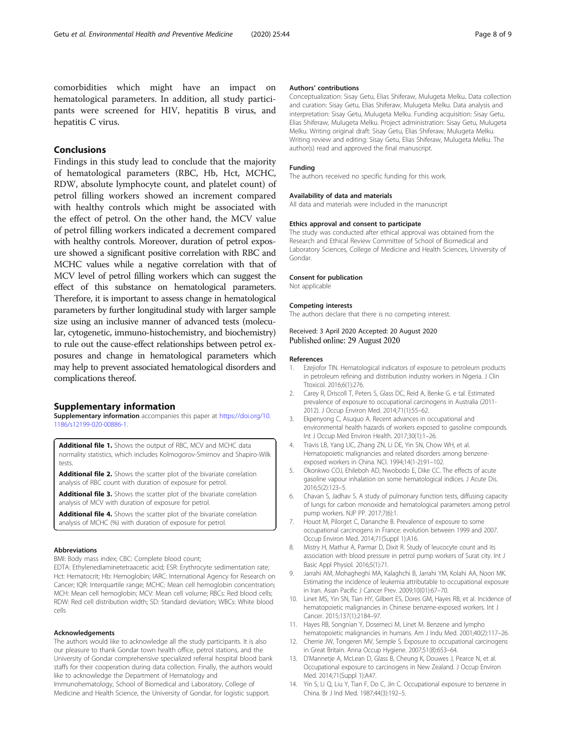comorbidities which might have an impact on hematological parameters. In addition, all study participants were screened for HIV, hepatitis B virus, and hepatitis C virus.

## Conclusions

Findings in this study lead to conclude that the majority of hematological parameters (RBC, Hb, Hct, MCHC, RDW, absolute lymphocyte count, and platelet count) of petrol filling workers showed an increment compared with healthy controls which might be associated with the effect of petrol. On the other hand, the MCV value of petrol filling workers indicated a decrement compared with healthy controls. Moreover, duration of petrol exposure showed a significant positive correlation with RBC and MCHC values while a negative correlation with that of MCV level of petrol filling workers which can suggest the effect of this substance on hematological parameters. Therefore, it is important to assess change in hematological parameters by further longitudinal study with larger sample size using an inclusive manner of advanced tests (molecular, cytogenetic, immuno-histochemistry, and biochemistry) to rule out the cause-effect relationships between petrol exposures and change in hematological parameters which may help to prevent associated hematological disorders and complications thereof.

## Supplementary information

**Supplementary information** accompanies this paper at https://doi.org/10.1186/s12199-020-00886-1.

**Additional file 1.** Shows the output of RBC, MCV and MCHC data normality statistics, which includes Kolmogorov-Smirnov and Shapiro-Wilk tests.

**Additional file 2.** Shows the scatter plot of the bivariate correlation analysis of RBC count with duration of exposure for petrol.

**Additional file 3.** Shows the scatter plot of the bivariate correlation analysis of MCV with duration of exposure for petrol.

**Additional file 4.** Shows the scatter plot of the bivariate correlation analysis of MCHC (%) with duration of exposure for petrol.

#### Abbreviations

BMI: Body mass index; CBC: Complete blood count; EDTA: Ethylenediaminetetraacetic acid; ESR: Erythrocyte sedimentation rate; Hct: Hematocrit; Hb: Hemoglobin; IARC: International Agency for Research on Cancer; IQR: Interquartile range; MCHC: Mean cell hemoglobin concentration; MCH: Mean cell hemoglobin; MCV: Mean cell volume; RBCs: Red blood cells; RDW: Red cell distribution width; SD: Standard deviation; WBCs: White blood cells

#### Acknowledgements

The authors would like to acknowledge all the study participants. It is also our pleasure to thank Gondar town health office, petrol stations, and the University of Gondar comprehensive specialized referral hospital blood bank staffs for their cooperation during data collection. Finally, the authors would like to acknowledge the Department of Hematology and Immunohematology, School of Biomedical and Laboratory, College of Medicine and Health Science, the University of Gondar, for logistic support.

#### Authors' contributions

Conceptualization: Sisay Getu, Elias Shiferaw, Mulugeta Melku. Data collection and curation: Sisay Getu, Elias Shiferaw, Mulugeta Melku. Data analysis and interpretation: Sisay Getu, Mulugeta Melku. Funding acquisition: Sisay Getu, Elias Shiferaw, Mulugeta Melku. Project administration: Sisay Getu, Mulugeta Melku. Writing original draft: Sisay Getu, Elias Shiferaw, Mulugeta Melku. Writing review and editing: Sisay Getu, Elias Shiferaw, Mulugeta Melku. The author(s) read and approved the final manuscript.

#### Funding

The authors received no specific funding for this work.

#### Availability of data and materials

All data and materials were included in the manuscript

#### Ethics approval and consent to participate

The study was conducted after ethical approval was obtained from the Research and Ethical Review Committee of School of Biomedical and Laboratory Sciences, College of Medicine and Health Sciences, University of Gondar.

#### Consent for publication

Not applicable

#### Competing interests

The authors declare that there is no competing interest.

Received: 3 April 2020 Accepted: 20 August 2020
Published online: 29 August 2020

#### References

1. Ezejiofor TIN. Hematological indicators of exposure to petroleum products in petroleum refining and distribution industry workers in Nigeria. J Clin Ttoxicol. 2016;6(1):276.
2. Carey R, Driscoll T, Peters S, Glass DC, Reid A, Benke G. e tal. Estimated prevalence of exposure to occupational carcinogens in Australia (2011-2012). J Occup Environ Med. 2014;71(1):55–62.
3. Ekpenyong C, Asuquo A. Recent advances in occupational and environmental health hazards of workers exposed to gasoline compounds. Int J Occup Med Environ Health. 2017;30(1):1–26.
4. Travis LB, Yang LIC, Zhang ZN, Li DE, Yin SN, Chow WH, et al. Hematopoietic malignancies and related disorders among benzene-exposed workers in China. NCI. 1994;14(1-2):91–102.
5. Okonkwo COJ, Ehileboh AD, Nwobodo E, Dike CC. The effects of acute gasoline vapour inhalation on some hematological indices. J Acute Dis. 2016;5(2):123–5.
6. Chavan S, Jadhav S. A study of pulmonary function tests, diffusing capacity of lungs for carbon monoxide and hematological parameters among petrol pump workers. NJP PP. 2017;7(6):1.
7. Houot M, Pilorget C, Dananche B. Prevalence of exposure to some occupational carcinogens in France: evolution between 1999 and 2007. Occup Environ Med. 2014;71(Suppl 1):A16.
8. Mistry H, Mathur A, Parmar D, Dixit R. Study of leucocyte count and its association with blood pressure in petrol pump workers of Surat city. Int J Basic Appl Physiol. 2016;5(1):71.
9. Jarrahi AM, Mohagheghi MA, Kalaghchi B, Jarrahi YM, Kolahi AA, Noori MK. Estimating the incidence of leukemia attributable to occupational exposure in Iran. Asian Pacific J Cancer Prev. 2009;10(01):67–70.
10. Linet MS, Yin SN, Tian HY, Gilbert ES, Dores GM, Hayes RB, et al. Incidence of hematopoietic malignancies in Chinese benzene-exposed workers. Int J Cancer. 2015;137(1):2184–97.
11. Hayes RB, Songnian Y, Dosemeci M, Linet M. Benzene and lympho hematopoietic malignancies in humans. Am J Indu Med. 2001;40(2):117–26.
12. Cherrie JW, Tongeren MV, Semple S. Exposure to occupational carcinogens in Great Britain. Anna Occup Hygiene. 2007;51(8):653–64.
13. D'Mannetje A, McLean D, Glass B, Cheung K, Douwes J, Pearce N, et al. Occupational exposure to carcinogens in New Zealand. J Occup Environ Med. 2014;71(Suppl 1):A47.
14. Yin S, Li Q, Liu Y, Tian F, Do C, Jin C. Occupational exposure to benzene in China. Br J Ind Med. 1987;44(3):192–5.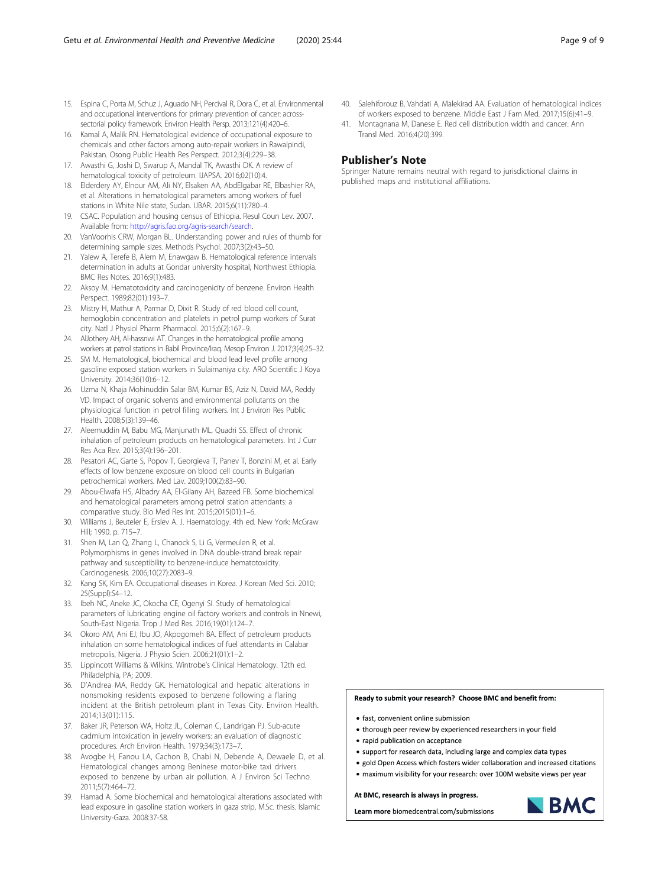15. Espina C, Porta M, Schuz J, Aguado NH, Percival R, Dora C, et al. Environmental and occupational interventions for primary prevention of cancer: across-sectorial policy framework. Environ Health Persp. 2013;121(4):420–6.
16. Kamal A, Malik RN. Hematological evidence of occupational exposure to chemicals and other factors among auto-repair workers in Rawalpindi, Pakistan. Osong Public Health Res Perspect. 2012;3(4):229–38.
17. Awasthi G, Joshi D, Swarup A, Mandal TK, Awasthi DK. A review of hematological toxicity of petroleum. IJAPSA. 2016;02(10):4.
18. Elderdery AY, Elnour AM, Ali NY, Elsaken AA, AbdElgabar RE, Elbashier RA, et al. Alterations in hematological parameters among workers of fuel stations in White Nile state, Sudan. IJBAR. 2015;6(11):780–4.
19. CSAC. Population and housing census of Ethiopia. Resul Coun Lev. 2007. Available from: http://agris.fao.org/agris-search/search.
20. VanVoorhis CRW, Morgan BL. Understanding power and rules of thumb for determining sample sizes. Methods Psychol. 2007;3(2):43–50.
21. Yalew A, Terefe B, Alem M, Enawgaw B. Hematological reference intervals determination in adults at Gondar university hospital, Northwest Ethiopia. BMC Res Notes. 2016;9(1):483.
22. Aksoy M. Hematotoxicity and carcinogenicity of benzene. Environ Health Perspect. 1989;82(01):193–7.
23. Mistry H, Mathur A, Parmar D, Dixit R. Study of red blood cell count, hemoglobin concentration and platelets in petrol pump workers of Surat city. Natl J Physiol Pharm Pharmacol. 2015;6(2):167–9.
24. AlJothery AH, Al-hassnwi AT. Changes in the hematological profile among workers at patrol stations in Babil Province/Iraq. Mesop Environ J. 2017;3(4):25–32.
25. SM M. Hematological, biochemical and blood lead level profile among gasoline exposed station workers in Sulaimaniya city. ARO Scientific J Koya University. 2014;36(10):6–12.
26. Uzma N, Khaja Mohinuddin Salar BM, Kumar BS, Aziz N, David MA, Reddy VD. Impact of organic solvents and environmental pollutants on the physiological function in petrol filling workers. Int J Environ Res Public Health. 2008;5(3):139–46.
27. Aleemuddin M, Babu MG, Manjunath ML, Quadri SS. Effect of chronic inhalation of petroleum products on hematological parameters. Int J Curr Res Aca Rev. 2015;3(4):196–201.
28. Pesatori AC, Garte S, Popov T, Georgieva T, Panev T, Bonzini M, et al. Early effects of low benzene exposure on blood cell counts in Bulgarian petrochemical workers. Med Lav. 2009;100(2):83–90.
29. Abou-Elwafa HS, Albadry AA, El-Gilany AH, Bazeed FB. Some biochemical and hematological parameters among petrol station attendants: a comparative study. Bio Med Res Int. 2015;2015(01):1–6.
30. Williams J, Beuteler E, Erslev A. J. Haematology. 4th ed. New York: McGraw Hill; 1990. p. 715–7.
31. Shen M, Lan Q, Zhang L, Chanock S, Li G, Vermeulen R, et al. Polymorphisms in genes involved in DNA double-strand break repair pathway and susceptibility to benzene-induce hematotoxicity. Carcinogenesis. 2006;10(27):2083–9.
32. Kang SK, Kim EA. Occupational diseases in Korea. J Korean Med Sci. 2010; 25(Suppl):S4–12.
33. Ibeh NC, Aneke JC, Okocha CE, Ogenyi SI. Study of hematological parameters of lubricating engine oil factory workers and controls in Nnewi, South-East Nigeria. Trop J Med Res. 2016;19(01):124–7.
34. Okoro AM, Ani EJ, Ibu JO, Akpogomeh BA. Effect of petroleum products inhalation on some hematological indices of fuel attendants in Calabar metropolis, Nigeria. J Physio Scien. 2006;21(01):1–2.
35. Lippincott Williams & Wilkins. Wintrobe's Clinical Hematology. 12th ed. Philadelphia, PA; 2009.
36. D'Andrea MA, Reddy GK. Hematological and hepatic alterations in nonsmoking residents exposed to benzene following a flaring incident at the British petroleum plant in Texas City. Environ Health. 2014;13(01):115.
37. Baker JR, Peterson WA, Holtz JL, Coleman C, Landrigan PJ. Sub-acute cadmium intoxication in jewelry workers: an evaluation of diagnostic procedures. Arch Environ Health. 1979;34(3):173–7.
38. Avogbe H, Fanou LA, Cachon B, Chabi N, Debende A, Dewaele D, et al. Hematological changes among Beninese motor-bike taxi drivers exposed to benzene by urban air pollution. A J Environ Sci Techno. 2011;5(7):464–72.
39. Hamad A. Some biochemical and hematological alterations associated with lead exposure in gasoline station workers in gaza strip, M.Sc. thesis. Islamic University-Gaza. 2008:37-58.
40. Salehiforouz B, Vahdati A, Malekirad AA. Evaluation of hematological indices of workers exposed to benzene. Middle East J Fam Med. 2017;15(6):41–9.
41. Montagnana M, Danese E. Red cell distribution width and cancer. Ann Transl Med. 2016;4(20):399.

## Publisher's Note

Springer Nature remains neutral with regard to jurisdictional claims in published maps and institutional affiliations.

**Ready to submit your research? Choose BMC and benefit from:**

- fast, convenient online submission
- thorough peer review by experienced researchers in your field
- rapid publication on acceptance
- support for research data, including large and complex data types
- gold Open Access which fosters wider collaboration and increased citations
- maximum visibility for your research: over 100M website views per year

**At BMC, research is always in progress.**

**Learn more** biomedcentral.com/submissions

BMC